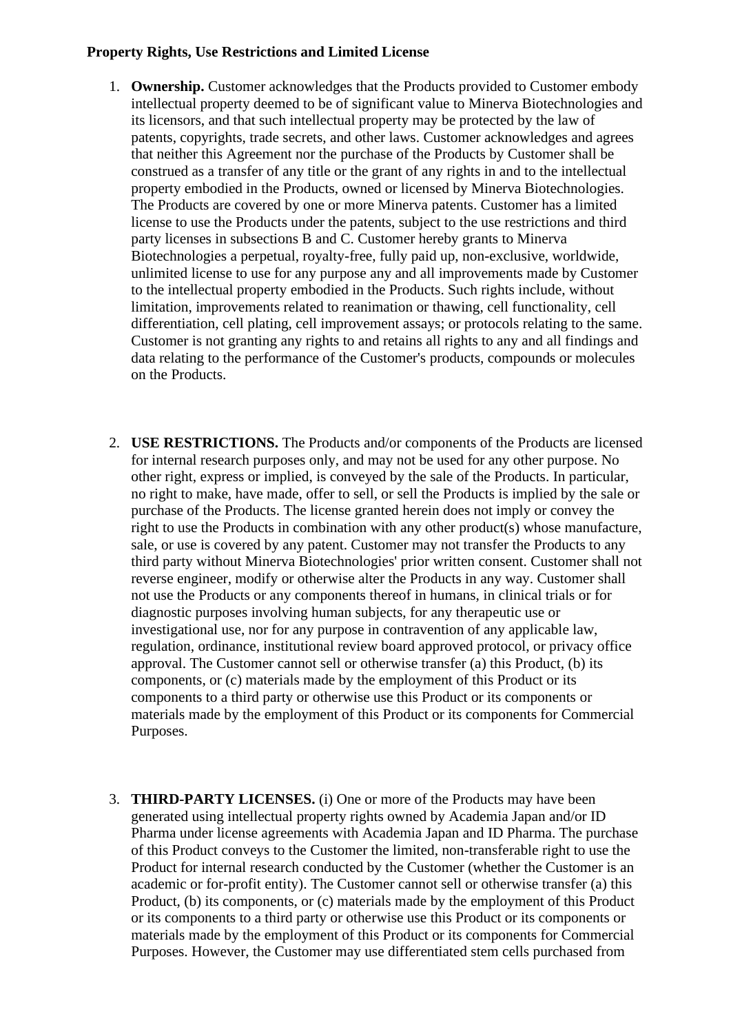**Property Rights, Use Restrictions and Limited License**

1. **Ownership.** Customer acknowledges that the Products provided to Customer embody intellectual property deemed to be of significant value to Minerva Biotechnologies and its licensors, and that such intellectual property may be protected by the law of patents, copyrights, trade secrets, and other laws. Customer acknowledges and agrees that neither this Agreement nor the purchase of the Products by Customer shall be construed as a transfer of any title or the grant of any rights in and to the intellectual property embodied in the Products, owned or licensed by Minerva Biotechnologies. The Products are covered by one or more Minerva patents. Customer has a limited license to use the Products under the patents, subject to the use restrictions and third party licenses in subsections B and C. Customer hereby grants to Minerva Biotechnologies a perpetual, royalty-free, fully paid up, non-exclusive, worldwide, unlimited license to use for any purpose any and all improvements made by Customer to the intellectual property embodied in the Products. Such rights include, without limitation, improvements related to reanimation or thawing, cell functionality, cell differentiation, cell plating, cell improvement assays; or protocols relating to the same. Customer is not granting any rights to and retains all rights to any and all findings and data relating to the performance of the Customer's products, compounds or molecules on the Products.

2. **USE RESTRICTIONS.** The Products and/or components of the Products are licensed for internal research purposes only, and may not be used for any other purpose. No other right, express or implied, is conveyed by the sale of the Products. In particular, no right to make, have made, offer to sell, or sell the Products is implied by the sale or purchase of the Products. The license granted herein does not imply or convey the right to use the Products in combination with any other product(s) whose manufacture, sale, or use is covered by any patent. Customer may not transfer the Products to any third party without Minerva Biotechnologies' prior written consent. Customer shall not reverse engineer, modify or otherwise alter the Products in any way. Customer shall not use the Products or any components thereof in humans, in clinical trials or for diagnostic purposes involving human subjects, for any therapeutic use or investigational use, nor for any purpose in contravention of any applicable law, regulation, ordinance, institutional review board approved protocol, or privacy office approval. The Customer cannot sell or otherwise transfer (a) this Product, (b) its components, or (c) materials made by the employment of this Product or its components to a third party or otherwise use this Product or its components or materials made by the employment of this Product or its components for Commercial Purposes.

3. **THIRD-PARTY LICENSES.** (i) One or more of the Products may have been generated using intellectual property rights owned by Academia Japan and/or ID Pharma under license agreements with Academia Japan and ID Pharma. The purchase of this Product conveys to the Customer the limited, non-transferable right to use the Product for internal research conducted by the Customer (whether the Customer is an academic or for-profit entity). The Customer cannot sell or otherwise transfer (a) this Product, (b) its components, or (c) materials made by the employment of this Product or its components to a third party or otherwise use this Product or its components or materials made by the employment of this Product or its components for Commercial Purposes. However, the Customer may use differentiated stem cells purchased from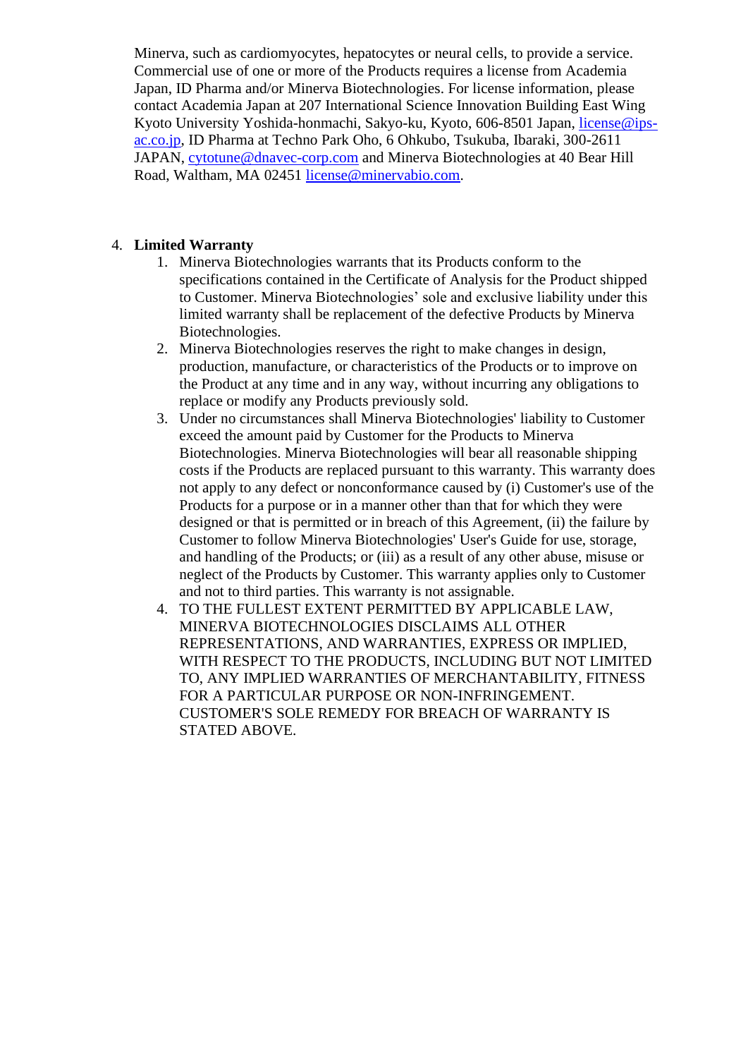Minerva, such as cardiomyocytes, hepatocytes or neural cells, to provide a service. Commercial use of one or more of the Products requires a license from Academia Japan, ID Pharma and/or Minerva Biotechnologies. For license information, please contact Academia Japan at 207 International Science Innovation Building East Wing Kyoto University Yoshida-honmachi, Sakyo-ku, Kyoto, 606-8501 Japan, license@ips-ac.co.jp, ID Pharma at Techno Park Oho, 6 Ohkubo, Tsukuba, Ibaraki, 300-2611 JAPAN, cytotune@dnavec-corp.com and Minerva Biotechnologies at 40 Bear Hill Road, Waltham, MA 02451 license@minervabio.com.

4. **Limited Warranty**
   1. Minerva Biotechnologies warrants that its Products conform to the specifications contained in the Certificate of Analysis for the Product shipped to Customer. Minerva Biotechnologies' sole and exclusive liability under this limited warranty shall be replacement of the defective Products by Minerva Biotechnologies.
   2. Minerva Biotechnologies reserves the right to make changes in design, production, manufacture, or characteristics of the Products or to improve on the Product at any time and in any way, without incurring any obligations to replace or modify any Products previously sold.
   3. Under no circumstances shall Minerva Biotechnologies' liability to Customer exceed the amount paid by Customer for the Products to Minerva Biotechnologies. Minerva Biotechnologies will bear all reasonable shipping costs if the Products are replaced pursuant to this warranty. This warranty does not apply to any defect or nonconformance caused by (i) Customer's use of the Products for a purpose or in a manner other than that for which they were designed or that is permitted or in breach of this Agreement, (ii) the failure by Customer to follow Minerva Biotechnologies' User's Guide for use, storage, and handling of the Products; or (iii) as a result of any other abuse, misuse or neglect of the Products by Customer. This warranty applies only to Customer and not to third parties. This warranty is not assignable.
   4. TO THE FULLEST EXTENT PERMITTED BY APPLICABLE LAW, MINERVA BIOTECHNOLOGIES DISCLAIMS ALL OTHER REPRESENTATIONS, AND WARRANTIES, EXPRESS OR IMPLIED, WITH RESPECT TO THE PRODUCTS, INCLUDING BUT NOT LIMITED TO, ANY IMPLIED WARRANTIES OF MERCHANTABILITY, FITNESS FOR A PARTICULAR PURPOSE OR NON-INFRINGEMENT. CUSTOMER'S SOLE REMEDY FOR BREACH OF WARRANTY IS STATED ABOVE.